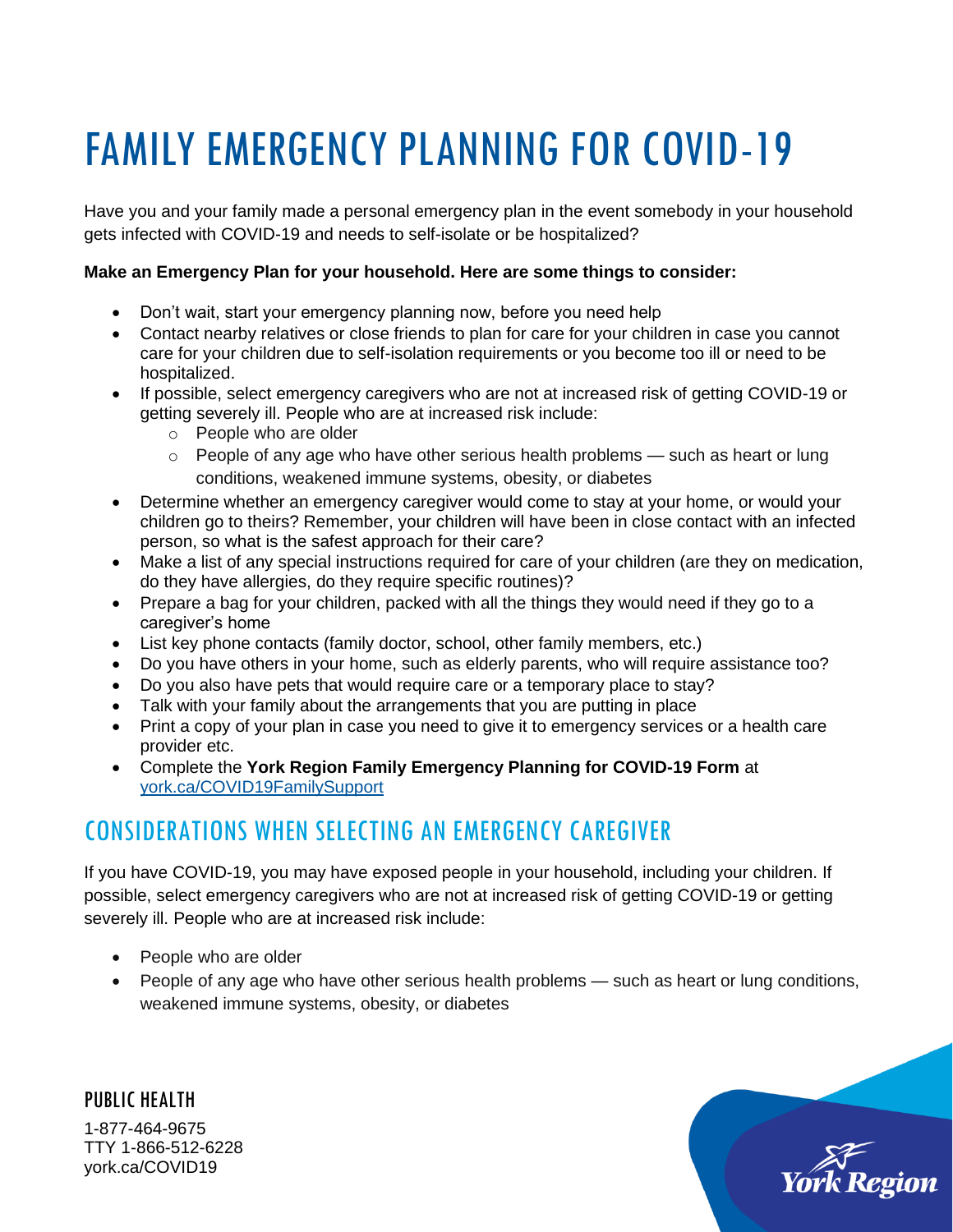# FAMILY EMERGENCY PLANNING FOR COVID-19

Have you and your family made a personal emergency plan in the event somebody in your household gets infected with COVID-19 and needs to self-isolate or be hospitalized?

**Make an Emergency Plan for your household. Here are some things to consider:**

- Don't wait, start your emergency planning now, before you need help
- Contact nearby relatives or close friends to plan for care for your children in case you cannot care for your children due to self-isolation requirements or you become too ill or need to be hospitalized.
- If possible, select emergency caregivers who are not at increased risk of getting COVID-19 or getting severely ill. People who are at increased risk include:
  - People who are older
  - People of any age who have other serious health problems — such as heart or lung conditions, weakened immune systems, obesity, or diabetes
- Determine whether an emergency caregiver would come to stay at your home, or would your children go to theirs? Remember, your children will have been in close contact with an infected person, so what is the safest approach for their care?
- Make a list of any special instructions required for care of your children (are they on medication, do they have allergies, do they require specific routines)?
- Prepare a bag for your children, packed with all the things they would need if they go to a caregiver's home
- List key phone contacts (family doctor, school, other family members, etc.)
- Do you have others in your home, such as elderly parents, who will require assistance too?
- Do you also have pets that would require care or a temporary place to stay?
- Talk with your family about the arrangements that you are putting in place
- Print a copy of your plan in case you need to give it to emergency services or a health care provider etc.
- Complete the **York Region Family Emergency Planning for COVID-19 Form** at york.ca/COVID19FamilySupport

## CONSIDERATIONS WHEN SELECTING AN EMERGENCY CAREGIVER

If you have COVID-19, you may have exposed people in your household, including your children. If possible, select emergency caregivers who are not at increased risk of getting COVID-19 or getting severely ill. People who are at increased risk include:

- People who are older
- People of any age who have other serious health problems — such as heart or lung conditions, weakened immune systems, obesity, or diabetes

PUBLIC HEALTH
1-877-464-9675
TTY 1-866-512-6228
york.ca/COVID19

York Region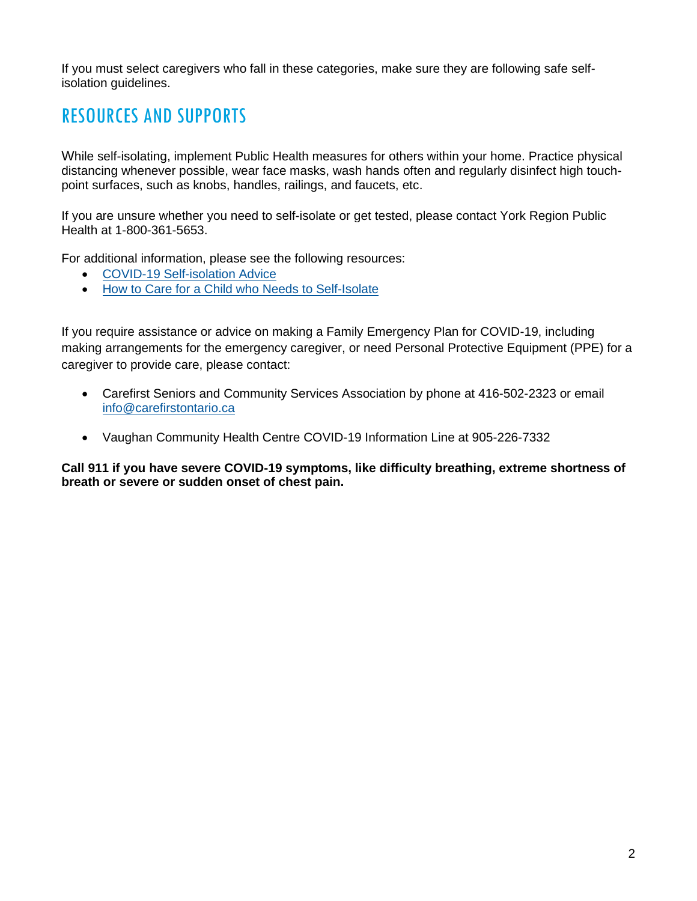If you must select caregivers who fall in these categories, make sure they are following safe self-isolation guidelines.

## RESOURCES AND SUPPORTS

While self-isolating, implement Public Health measures for others within your home. Practice physical distancing whenever possible, wear face masks, wash hands often and regularly disinfect high touch-point surfaces, such as knobs, handles, railings, and faucets, etc.

If you are unsure whether you need to self-isolate or get tested, please contact York Region Public Health at 1-800-361-5653.

For additional information, please see the following resources:

- COVID-19 Self-isolation Advice
- How to Care for a Child who Needs to Self-Isolate

If you require assistance or advice on making a Family Emergency Plan for COVID-19, including making arrangements for the emergency caregiver, or need Personal Protective Equipment (PPE) for a caregiver to provide care, please contact:

- Carefirst Seniors and Community Services Association by phone at 416-502-2323 or email info@carefirstontario.ca

- Vaughan Community Health Centre COVID-19 Information Line at 905-226-7332

**Call 911 if you have severe COVID-19 symptoms, like difficulty breathing, extreme shortness of breath or severe or sudden onset of chest pain.**